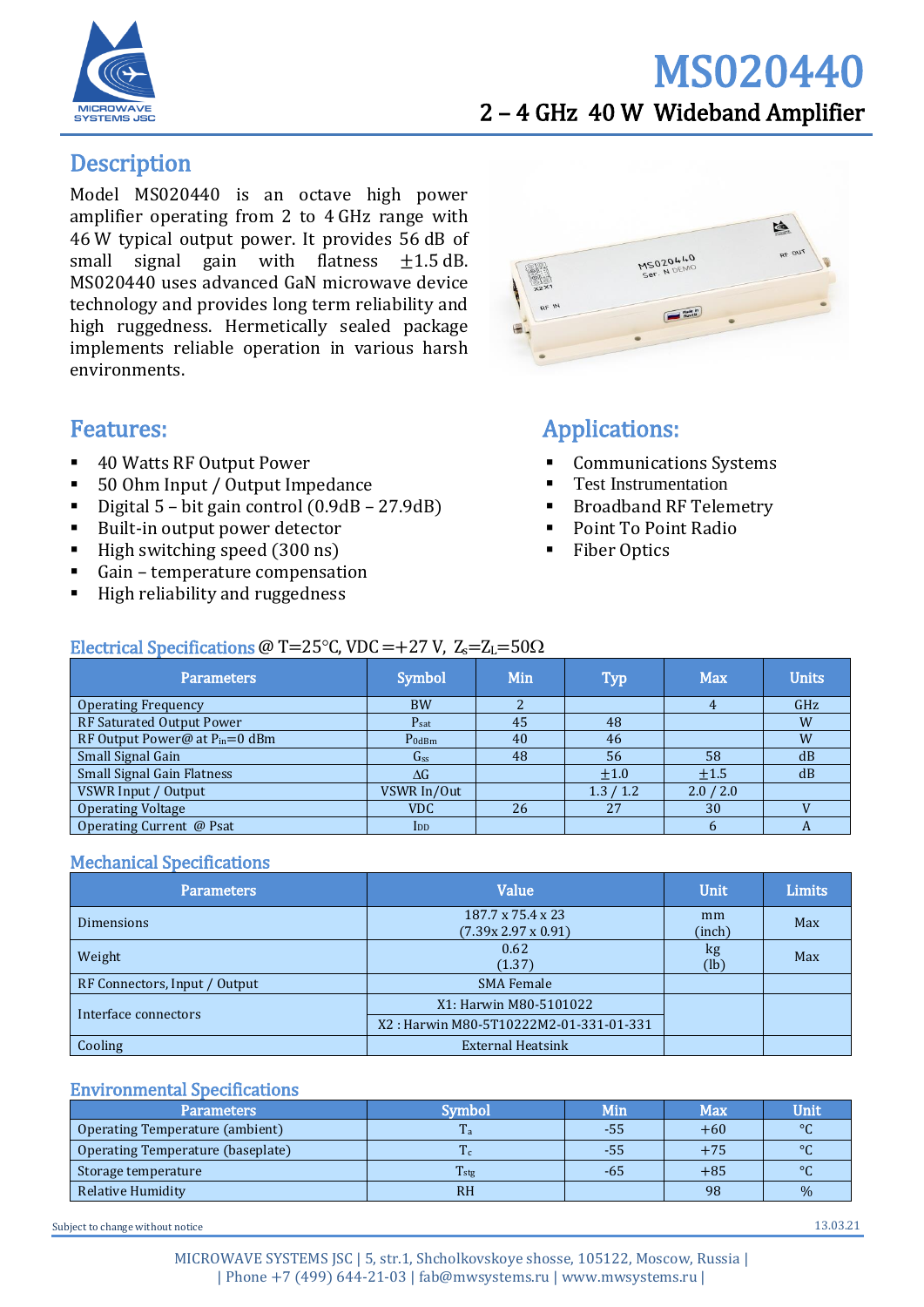# MS020440

## 2 – 4 GHz 40 W Wideband Amplifier

## Description

Model MS020440 is an octave high power amplifier operating from 2 to 4 GHz range with 46 W typical output power. It provides 56 dB of small signal gain with flatness ±1.5 dB. MS020440 uses advanced GaN microwave device technology and provides long term reliability and high ruggedness. Hermetically sealed package implements reliable operation in various harsh environments.

## Features:

- 40 Watts RF Output Power
- 50 Ohm Input / Output Impedance
- Digital 5 – bit gain control (0.9dB – 27.9dB)
- Built-in output power detector
- High switching speed (300 ns)
- Gain – temperature compensation
- High reliability and ruggedness

## Applications:

- Communications Systems
- Test Instrumentation
- Broadband RF Telemetry
- Point To Point Radio
- Fiber Optics

## Electrical Specifications @ T=25°C, VDC =+27 V, $Z_s$=$Z_L$=50Ω

| Parameters | Symbol | Min | Typ | Max | Units |
|---|---|---|---|---|---|
| Operating Frequency | BW | 2 | | 4 | GHz |
| RF Saturated Output Power | $P_{sat}$ | 45 | 48 | | W |
| RF Output Power@ at $P_{in}$=0 dBm | $P_{0dBm}$ | 40 | 46 | | W |
| Small Signal Gain | $G_{ss}$ | 48 | 56 | 58 | dB |
| Small Signal Gain Flatness | ΔG | | ±1.0 | ±1.5 | dB |
| VSWR Input / Output | VSWR In/Out | | 1.3 / 1.2 | 2.0 / 2.0 | |
| Operating Voltage | VDC | 26 | 27 | 30 | V |
| Operating Current @ Psat | $I_{DD}$ | | | 6 | A |

## Mechanical Specifications

| Parameters | Value | Unit | Limits |
|---|---|---|---|
| Dimensions | 187.7 x 75.4 x 23 (7.39x 2.97 x 0.91) | mm (inch) | Max |
| Weight | 0.62 (1.37) | kg (lb) | Max |
| RF Connectors, Input / Output | SMA Female | | |
| Interface connectors | X1: Harwin M80-5101022 | | |
| | X2 : Harwin M80-5T10222M2-01-331-01-331 | | |
| Cooling | External Heatsink | | |

## Environmental Specifications

| Parameters | Symbol | Min | Max | Unit |
|---|---|---|---|---|
| Operating Temperature (ambient) | $T_a$ | -55 | +60 | °C |
| Operating Temperature (baseplate) | $T_c$ | -55 | +75 | °C |
| Storage temperature | $T_{stg}$ | -65 | +85 | °C |
| Relative Humidity | RH | | 98 | % |

Subject to change without notice

13.03.21

MICROWAVE SYSTEMS JSC | 5, str.1, Shcholkovskoye shosse, 105122, Moscow, Russia | | Phone +7 (499) 644-21-03 | fab@mwsystems.ru | www.mwsystems.ru |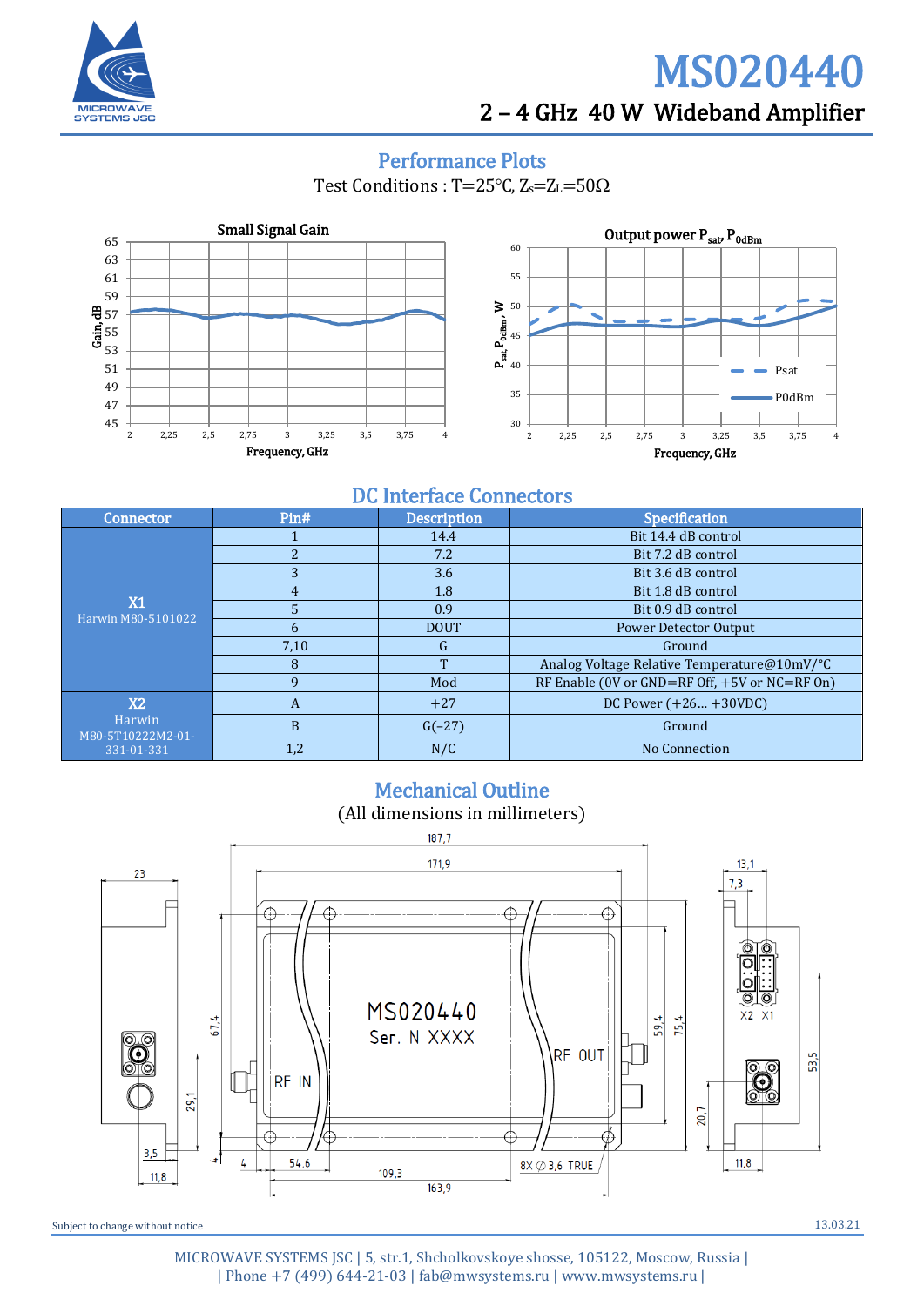# MS020440

## 2 – 4 GHz 40 W Wideband Amplifier

## Performance Plots

Test Conditions : T=25°C, $Z_s$=$Z_L$=50Ω

Small Signal Gain

Gain, dB

65
63
61
59
57
55
53
51
49
47
45

2
2,25
2,5
2,75
3
3,25
3,5
3,75
4

Frequency, GHz

Output power $P_{sat}$, $P_{0dBm}$

$P_{sat}$, $P_{0dBm}$, W

60
55
50
45
40
35
30

2
2,25
2,5
2,75
3
3,25
3,5
3,75
4

Frequency, GHz

Psat
P0dBm

## DC Interface Connectors

| Connector | Pin# | Description | Specification |
|---|---|---|---|
| **X1** Harwin M80-5101022 | 1 | 14.4 | Bit 14.4 dB control |
| | 2 | 7.2 | Bit 7.2 dB control |
| | 3 | 3.6 | Bit 3.6 dB control |
| | 4 | 1.8 | Bit 1.8 dB control |
| | 5 | 0.9 | Bit 0.9 dB control |
| | 6 | DOUT | Power Detector Output |
| | 7,10 | G | Ground |
| | 8 | T | Analog Voltage Relative Temperature@10mV/°C |
| | 9 | Mod | RF Enable (0V or GND=RF Off, +5V or NC=RF On) |
| **X2** Harwin M80-5T10222M2-01-331-01-331 | A | +27 | DC Power (+26… +30VDC) |
| | B | G(-27) | Ground |
| | 1,2 | N/C | No Connection |

## Mechanical Outline

(All dimensions in millimeters)

187,7
171,9
23
13,1
7,3
MS020440
Ser. N XXXX
RF IN
RF OUT
X2 X1
67,4
29,1
59,4
75,4
53,5
20,7
3,5
11,8
4
4
54,6
109,3
163,9
8X ∅ 3,6 TRUE
11,8

Subject to change without notice

13.03.21

MICROWAVE SYSTEMS JSC | 5, str.1, Shcholkovskoye shosse, 105122, Moscow, Russia |
| Phone +7 (499) 644-21-03 | fab@mwsystems.ru | www.mwsystems.ru |